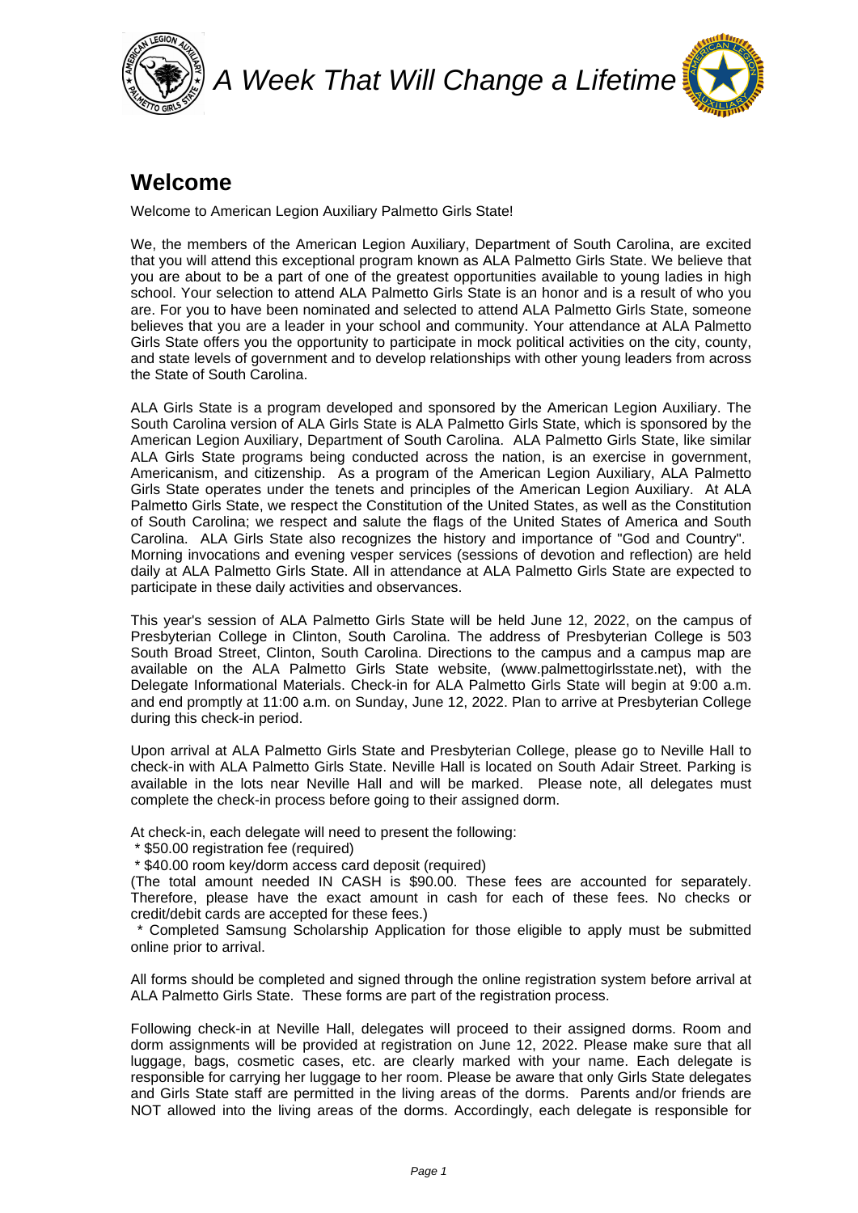A Week That Will Change a Lifetime

## Welcome

Welcome to American Legion Auxiliary Palmetto Girls State!

We, the members of the American Legion Auxiliary, Department of South Carolina, are excited that you will attend this exceptional program known as ALA Palmetto Girls State. We believe that you are about to be a part of one of the greatest opportunities available to young ladies in high school. Your selection to attend ALA Palmetto Girls State is an honor and is a result of who you are. For you to have been nominated and selected to attend ALA Palmetto Girls State, someone believes that you are a leader in your school and community. Your attendance at ALA Palmetto Girls State offers you the opportunity to participate in mock political activities on the city, county, and state levels of government and to develop relationships with other young leaders from across the State of South Carolina.

ALA Girls State is a program developed and sponsored by the American Legion Auxiliary. The South Carolina version of ALA Girls State is ALA Palmetto Girls State, which is sponsored by the American Legion Auxiliary, Department of South Carolina. ALA Palmetto Girls State, like similar ALA Girls State programs being conducted across the nation, is an exercise in government, Americanism, and citizenship. As a program of the American Legion Auxiliary, ALA Palmetto Girls State operates under the tenets and principles of the American Legion Auxiliary. At ALA Palmetto Girls State, we respect the Constitution of the United States, as well as the Constitution of South Carolina; we respect and salute the flags of the United States of America and South Carolina. ALA Girls State also recognizes the history and importance of "God and Country". Morning invocations and evening vesper services (sessions of devotion and reflection) are held daily at ALA Palmetto Girls State. All in attendance at ALA Palmetto Girls State are expected to participate in these daily activities and observances.

This year's session of ALA Palmetto Girls State will be held June 12, 2022, on the campus of Presbyterian College in Clinton, South Carolina. The address of Presbyterian College is 503 South Broad Street, Clinton, South Carolina. Directions to the campus and a campus map are available on the ALA Palmetto Girls State website, (www.palmettogirlsstate.net), with the Delegate Informational Materials. Check-in for ALA Palmetto Girls State will begin at 9:00 a.m. and end promptly at 11:00 a.m. on Sunday, June 12, 2022. Plan to arrive at Presbyterian College during this check-in period.

Upon arrival at ALA Palmetto Girls State and Presbyterian College, please go to Neville Hall to check-in with ALA Palmetto Girls State. Neville Hall is located on South Adair Street. Parking is available in the lots near Neville Hall and will be marked. Please note, all delegates must complete the check-in process before going to their assigned dorm.

At check-in, each delegate will need to present the following:

* $50.00 registration fee (required)
* $40.00 room key/dorm access card deposit (required)

(The total amount needed IN CASH is $90.00. These fees are accounted for separately. Therefore, please have the exact amount in cash for each of these fees. No checks or credit/debit cards are accepted for these fees.)

* Completed Samsung Scholarship Application for those eligible to apply must be submitted online prior to arrival.

All forms should be completed and signed through the online registration system before arrival at ALA Palmetto Girls State. These forms are part of the registration process.

Following check-in at Neville Hall, delegates will proceed to their assigned dorms. Room and dorm assignments will be provided at registration on June 12, 2022. Please make sure that all luggage, bags, cosmetic cases, etc. are clearly marked with your name. Each delegate is responsible for carrying her luggage to her room. Please be aware that only Girls State delegates and Girls State staff are permitted in the living areas of the dorms. Parents and/or friends are NOT allowed into the living areas of the dorms. Accordingly, each delegate is responsible for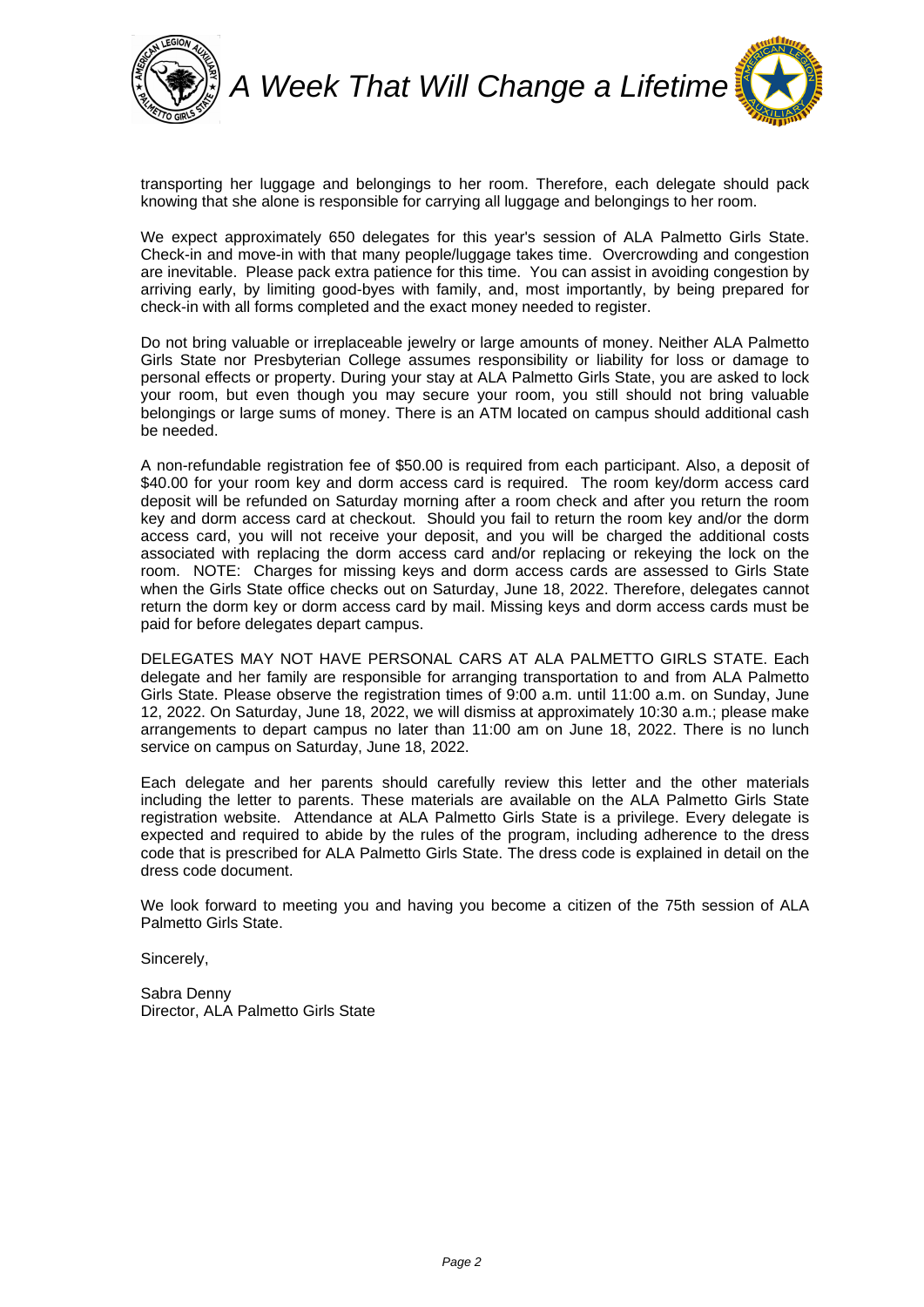transporting her luggage and belongings to her room. Therefore, each delegate should pack knowing that she alone is responsible for carrying all luggage and belongings to her room.

We expect approximately 650 delegates for this year's session of ALA Palmetto Girls State. Check-in and move-in with that many people/luggage takes time. Overcrowding and congestion are inevitable. Please pack extra patience for this time. You can assist in avoiding congestion by arriving early, by limiting good-byes with family, and, most importantly, by being prepared for check-in with all forms completed and the exact money needed to register.

Do not bring valuable or irreplaceable jewelry or large amounts of money. Neither ALA Palmetto Girls State nor Presbyterian College assumes responsibility or liability for loss or damage to personal effects or property. During your stay at ALA Palmetto Girls State, you are asked to lock your room, but even though you may secure your room, you still should not bring valuable belongings or large sums of money. There is an ATM located on campus should additional cash be needed.

A non-refundable registration fee of $50.00 is required from each participant. Also, a deposit of $40.00 for your room key and dorm access card is required. The room key/dorm access card deposit will be refunded on Saturday morning after a room check and after you return the room key and dorm access card at checkout. Should you fail to return the room key and/or the dorm access card, you will not receive your deposit, and you will be charged the additional costs associated with replacing the dorm access card and/or replacing or rekeying the lock on the room. NOTE: Charges for missing keys and dorm access cards are assessed to Girls State when the Girls State office checks out on Saturday, June 18, 2022. Therefore, delegates cannot return the dorm key or dorm access card by mail. Missing keys and dorm access cards must be paid for before delegates depart campus.

DELEGATES MAY NOT HAVE PERSONAL CARS AT ALA PALMETTO GIRLS STATE. Each delegate and her family are responsible for arranging transportation to and from ALA Palmetto Girls State. Please observe the registration times of 9:00 a.m. until 11:00 a.m. on Sunday, June 12, 2022. On Saturday, June 18, 2022, we will dismiss at approximately 10:30 a.m.; please make arrangements to depart campus no later than 11:00 am on June 18, 2022. There is no lunch service on campus on Saturday, June 18, 2022.

Each delegate and her parents should carefully review this letter and the other materials including the letter to parents. These materials are available on the ALA Palmetto Girls State registration website. Attendance at ALA Palmetto Girls State is a privilege. Every delegate is expected and required to abide by the rules of the program, including adherence to the dress code that is prescribed for ALA Palmetto Girls State. The dress code is explained in detail on the dress code document.

We look forward to meeting you and having you become a citizen of the 75th session of ALA Palmetto Girls State.

Sincerely,

Sabra Denny
Director, ALA Palmetto Girls State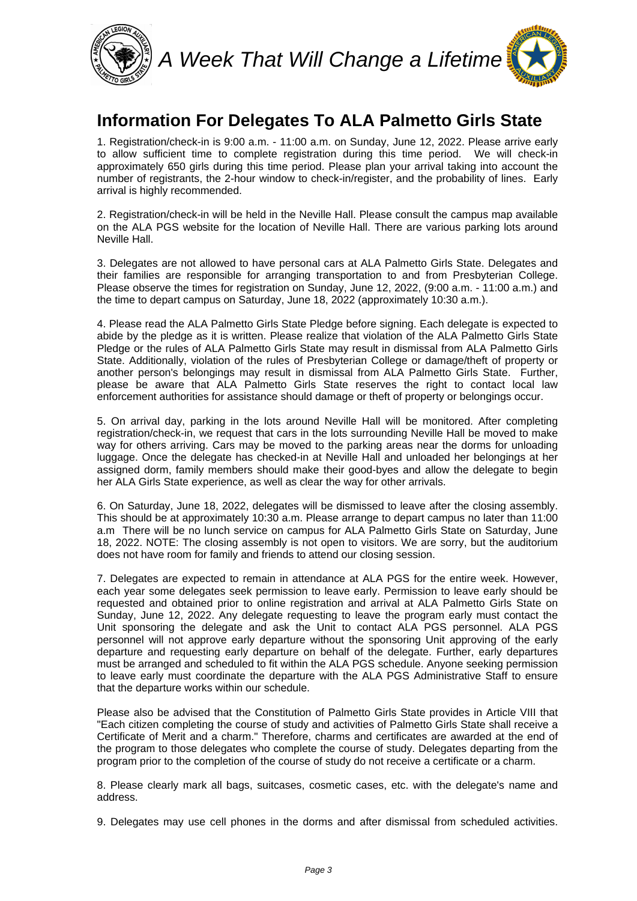# Information For Delegates To ALA Palmetto Girls State

1. Registration/check-in is 9:00 a.m. - 11:00 a.m. on Sunday, June 12, 2022. Please arrive early to allow sufficient time to complete registration during this time period. We will check-in approximately 650 girls during this time period. Please plan your arrival taking into account the number of registrants, the 2-hour window to check-in/register, and the probability of lines. Early arrival is highly recommended.

2. Registration/check-in will be held in the Neville Hall. Please consult the campus map available on the ALA PGS website for the location of Neville Hall. There are various parking lots around Neville Hall.

3. Delegates are not allowed to have personal cars at ALA Palmetto Girls State. Delegates and their families are responsible for arranging transportation to and from Presbyterian College. Please observe the times for registration on Sunday, June 12, 2022, (9:00 a.m. - 11:00 a.m.) and the time to depart campus on Saturday, June 18, 2022 (approximately 10:30 a.m.).

4. Please read the ALA Palmetto Girls State Pledge before signing. Each delegate is expected to abide by the pledge as it is written. Please realize that violation of the ALA Palmetto Girls State Pledge or the rules of ALA Palmetto Girls State may result in dismissal from ALA Palmetto Girls State. Additionally, violation of the rules of Presbyterian College or damage/theft of property or another person's belongings may result in dismissal from ALA Palmetto Girls State. Further, please be aware that ALA Palmetto Girls State reserves the right to contact local law enforcement authorities for assistance should damage or theft of property or belongings occur.

5. On arrival day, parking in the lots around Neville Hall will be monitored. After completing registration/check-in, we request that cars in the lots surrounding Neville Hall be moved to make way for others arriving. Cars may be moved to the parking areas near the dorms for unloading luggage. Once the delegate has checked-in at Neville Hall and unloaded her belongings at her assigned dorm, family members should make their good-byes and allow the delegate to begin her ALA Girls State experience, as well as clear the way for other arrivals.

6. On Saturday, June 18, 2022, delegates will be dismissed to leave after the closing assembly. This should be at approximately 10:30 a.m. Please arrange to depart campus no later than 11:00 a.m There will be no lunch service on campus for ALA Palmetto Girls State on Saturday, June 18, 2022. NOTE: The closing assembly is not open to visitors. We are sorry, but the auditorium does not have room for family and friends to attend our closing session.

7. Delegates are expected to remain in attendance at ALA PGS for the entire week. However, each year some delegates seek permission to leave early. Permission to leave early should be requested and obtained prior to online registration and arrival at ALA Palmetto Girls State on Sunday, June 12, 2022. Any delegate requesting to leave the program early must contact the Unit sponsoring the delegate and ask the Unit to contact ALA PGS personnel. ALA PGS personnel will not approve early departure without the sponsoring Unit approving of the early departure and requesting early departure on behalf of the delegate. Further, early departures must be arranged and scheduled to fit within the ALA PGS schedule. Anyone seeking permission to leave early must coordinate the departure with the ALA PGS Administrative Staff to ensure that the departure works within our schedule.

Please also be advised that the Constitution of Palmetto Girls State provides in Article VIII that "Each citizen completing the course of study and activities of Palmetto Girls State shall receive a Certificate of Merit and a charm." Therefore, charms and certificates are awarded at the end of the program to those delegates who complete the course of study. Delegates departing from the program prior to the completion of the course of study do not receive a certificate or a charm.

8. Please clearly mark all bags, suitcases, cosmetic cases, etc. with the delegate's name and address.

9. Delegates may use cell phones in the dorms and after dismissal from scheduled activities.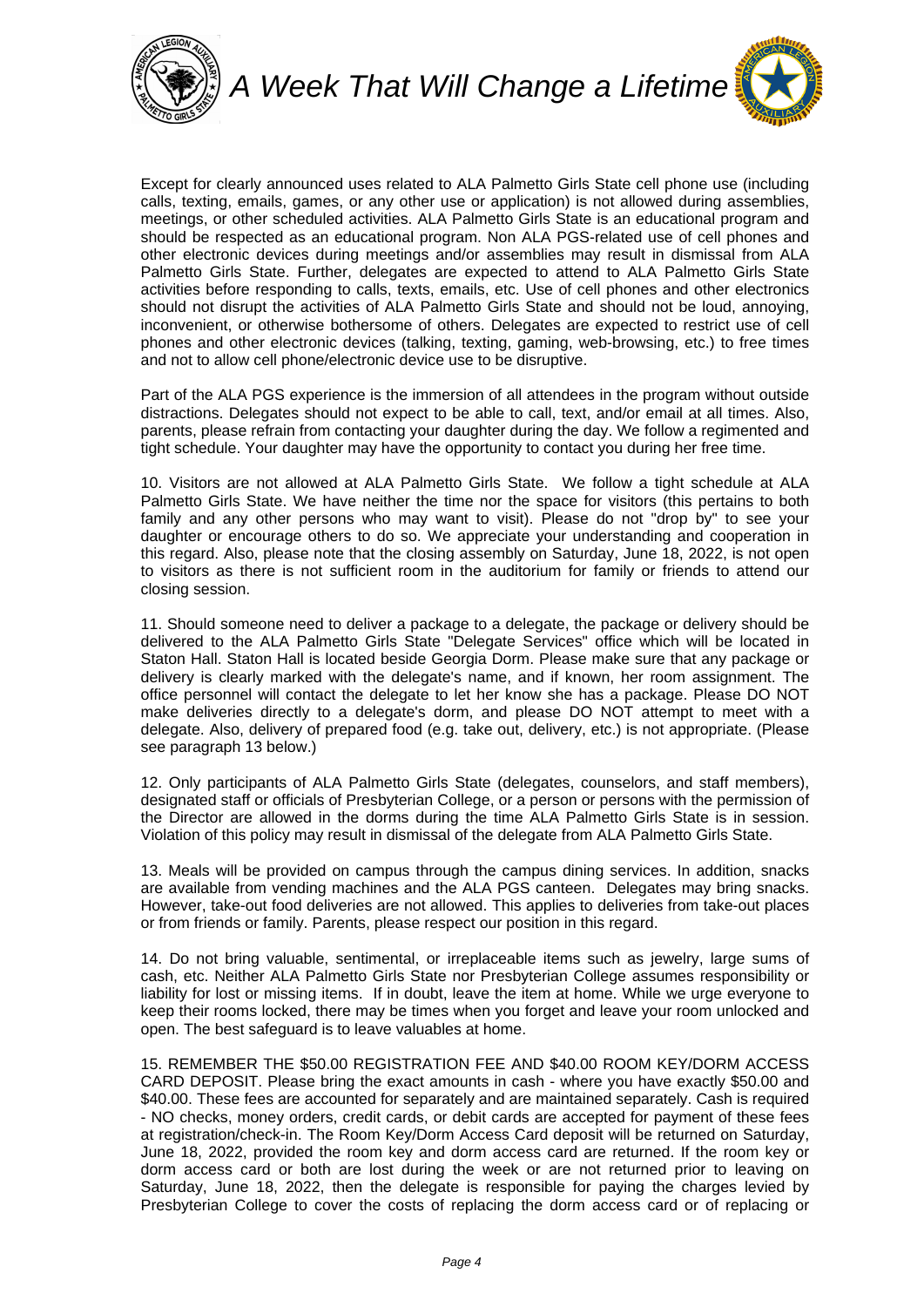Except for clearly announced uses related to ALA Palmetto Girls State cell phone use (including calls, texting, emails, games, or any other use or application) is not allowed during assemblies, meetings, or other scheduled activities. ALA Palmetto Girls State is an educational program and should be respected as an educational program. Non ALA PGS-related use of cell phones and other electronic devices during meetings and/or assemblies may result in dismissal from ALA Palmetto Girls State. Further, delegates are expected to attend to ALA Palmetto Girls State activities before responding to calls, texts, emails, etc. Use of cell phones and other electronics should not disrupt the activities of ALA Palmetto Girls State and should not be loud, annoying, inconvenient, or otherwise bothersome of others. Delegates are expected to restrict use of cell phones and other electronic devices (talking, texting, gaming, web-browsing, etc.) to free times and not to allow cell phone/electronic device use to be disruptive.

Part of the ALA PGS experience is the immersion of all attendees in the program without outside distractions. Delegates should not expect to be able to call, text, and/or email at all times. Also, parents, please refrain from contacting your daughter during the day. We follow a regimented and tight schedule. Your daughter may have the opportunity to contact you during her free time.

10. Visitors are not allowed at ALA Palmetto Girls State. We follow a tight schedule at ALA Palmetto Girls State. We have neither the time nor the space for visitors (this pertains to both family and any other persons who may want to visit). Please do not "drop by" to see your daughter or encourage others to do so. We appreciate your understanding and cooperation in this regard. Also, please note that the closing assembly on Saturday, June 18, 2022, is not open to visitors as there is not sufficient room in the auditorium for family or friends to attend our closing session.

11. Should someone need to deliver a package to a delegate, the package or delivery should be delivered to the ALA Palmetto Girls State "Delegate Services" office which will be located in Staton Hall. Staton Hall is located beside Georgia Dorm. Please make sure that any package or delivery is clearly marked with the delegate's name, and if known, her room assignment. The office personnel will contact the delegate to let her know she has a package. Please DO NOT make deliveries directly to a delegate's dorm, and please DO NOT attempt to meet with a delegate. Also, delivery of prepared food (e.g. take out, delivery, etc.) is not appropriate. (Please see paragraph 13 below.)

12. Only participants of ALA Palmetto Girls State (delegates, counselors, and staff members), designated staff or officials of Presbyterian College, or a person or persons with the permission of the Director are allowed in the dorms during the time ALA Palmetto Girls State is in session. Violation of this policy may result in dismissal of the delegate from ALA Palmetto Girls State.

13. Meals will be provided on campus through the campus dining services. In addition, snacks are available from vending machines and the ALA PGS canteen. Delegates may bring snacks. However, take-out food deliveries are not allowed. This applies to deliveries from take-out places or from friends or family. Parents, please respect our position in this regard.

14. Do not bring valuable, sentimental, or irreplaceable items such as jewelry, large sums of cash, etc. Neither ALA Palmetto Girls State nor Presbyterian College assumes responsibility or liability for lost or missing items. If in doubt, leave the item at home. While we urge everyone to keep their rooms locked, there may be times when you forget and leave your room unlocked and open. The best safeguard is to leave valuables at home.

15. REMEMBER THE $50.00 REGISTRATION FEE AND $40.00 ROOM KEY/DORM ACCESS CARD DEPOSIT. Please bring the exact amounts in cash - where you have exactly $50.00 and $40.00. These fees are accounted for separately and are maintained separately. Cash is required - NO checks, money orders, credit cards, or debit cards are accepted for payment of these fees at registration/check-in. The Room Key/Dorm Access Card deposit will be returned on Saturday, June 18, 2022, provided the room key and dorm access card are returned. If the room key or dorm access card or both are lost during the week or are not returned prior to leaving on Saturday, June 18, 2022, then the delegate is responsible for paying the charges levied by Presbyterian College to cover the costs of replacing the dorm access card or of replacing or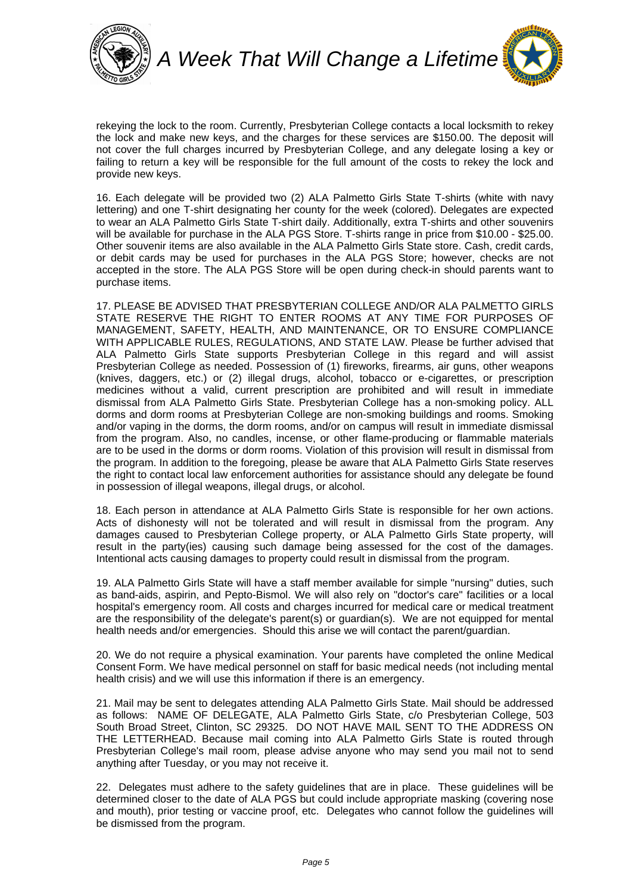rekeying the lock to the room. Currently, Presbyterian College contacts a local locksmith to rekey the lock and make new keys, and the charges for these services are $150.00. The deposit will not cover the full charges incurred by Presbyterian College, and any delegate losing a key or failing to return a key will be responsible for the full amount of the costs to rekey the lock and provide new keys.

16. Each delegate will be provided two (2) ALA Palmetto Girls State T-shirts (white with navy lettering) and one T-shirt designating her county for the week (colored). Delegates are expected to wear an ALA Palmetto Girls State T-shirt daily. Additionally, extra T-shirts and other souvenirs will be available for purchase in the ALA PGS Store. T-shirts range in price from $10.00 - $25.00. Other souvenir items are also available in the ALA Palmetto Girls State store. Cash, credit cards, or debit cards may be used for purchases in the ALA PGS Store; however, checks are not accepted in the store. The ALA PGS Store will be open during check-in should parents want to purchase items.

17. PLEASE BE ADVISED THAT PRESBYTERIAN COLLEGE AND/OR ALA PALMETTO GIRLS STATE RESERVE THE RIGHT TO ENTER ROOMS AT ANY TIME FOR PURPOSES OF MANAGEMENT, SAFETY, HEALTH, AND MAINTENANCE, OR TO ENSURE COMPLIANCE WITH APPLICABLE RULES, REGULATIONS, AND STATE LAW. Please be further advised that ALA Palmetto Girls State supports Presbyterian College in this regard and will assist Presbyterian College as needed. Possession of (1) fireworks, firearms, air guns, other weapons (knives, daggers, etc.) or (2) illegal drugs, alcohol, tobacco or e-cigarettes, or prescription medicines without a valid, current prescription are prohibited and will result in immediate dismissal from ALA Palmetto Girls State. Presbyterian College has a non-smoking policy. ALL dorms and dorm rooms at Presbyterian College are non-smoking buildings and rooms. Smoking and/or vaping in the dorms, the dorm rooms, and/or on campus will result in immediate dismissal from the program. Also, no candles, incense, or other flame-producing or flammable materials are to be used in the dorms or dorm rooms. Violation of this provision will result in dismissal from the program. In addition to the foregoing, please be aware that ALA Palmetto Girls State reserves the right to contact local law enforcement authorities for assistance should any delegate be found in possession of illegal weapons, illegal drugs, or alcohol.

18. Each person in attendance at ALA Palmetto Girls State is responsible for her own actions. Acts of dishonesty will not be tolerated and will result in dismissal from the program. Any damages caused to Presbyterian College property, or ALA Palmetto Girls State property, will result in the party(ies) causing such damage being assessed for the cost of the damages. Intentional acts causing damages to property could result in dismissal from the program.

19. ALA Palmetto Girls State will have a staff member available for simple "nursing" duties, such as band-aids, aspirin, and Pepto-Bismol. We will also rely on "doctor's care" facilities or a local hospital's emergency room. All costs and charges incurred for medical care or medical treatment are the responsibility of the delegate's parent(s) or guardian(s). We are not equipped for mental health needs and/or emergencies. Should this arise we will contact the parent/guardian.

20. We do not require a physical examination. Your parents have completed the online Medical Consent Form. We have medical personnel on staff for basic medical needs (not including mental health crisis) and we will use this information if there is an emergency.

21. Mail may be sent to delegates attending ALA Palmetto Girls State. Mail should be addressed as follows: NAME OF DELEGATE, ALA Palmetto Girls State, c/o Presbyterian College, 503 South Broad Street, Clinton, SC 29325. DO NOT HAVE MAIL SENT TO THE ADDRESS ON THE LETTERHEAD. Because mail coming into ALA Palmetto Girls State is routed through Presbyterian College's mail room, please advise anyone who may send you mail not to send anything after Tuesday, or you may not receive it.

22. Delegates must adhere to the safety guidelines that are in place. These guidelines will be determined closer to the date of ALA PGS but could include appropriate masking (covering nose and mouth), prior testing or vaccine proof, etc. Delegates who cannot follow the guidelines will be dismissed from the program.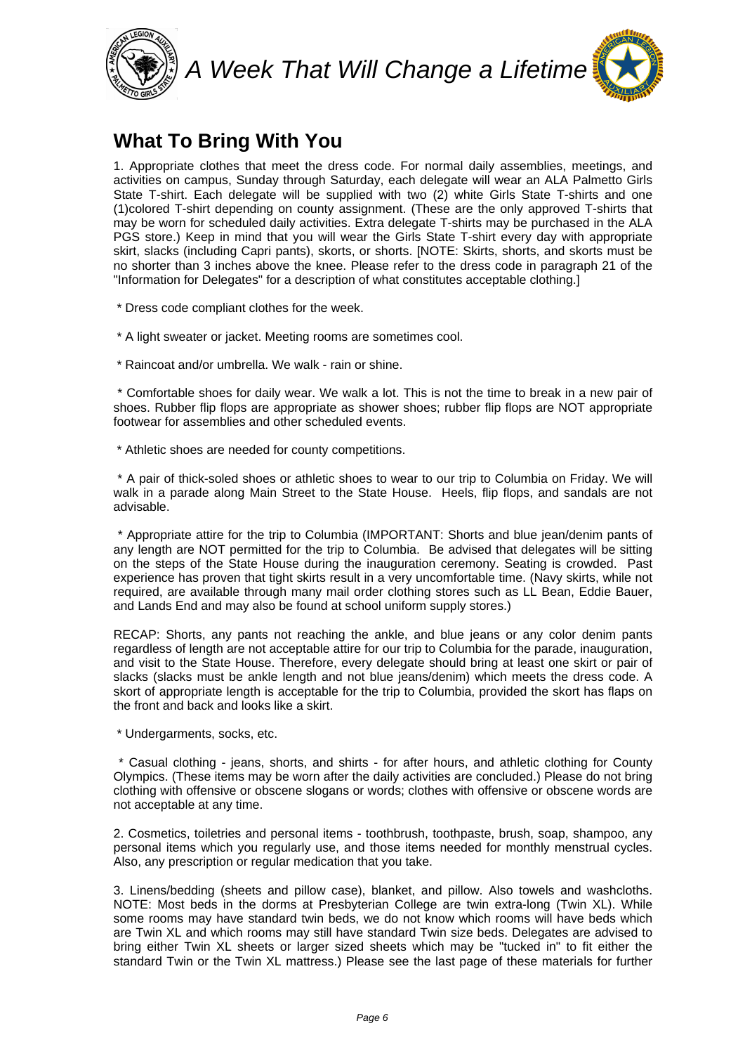## What To Bring With You

1. Appropriate clothes that meet the dress code. For normal daily assemblies, meetings, and activities on campus, Sunday through Saturday, each delegate will wear an ALA Palmetto Girls State T-shirt. Each delegate will be supplied with two (2) white Girls State T-shirts and one (1)colored T-shirt depending on county assignment. (These are the only approved T-shirts that may be worn for scheduled daily activities. Extra delegate T-shirts may be purchased in the ALA PGS store.) Keep in mind that you will wear the Girls State T-shirt every day with appropriate skirt, slacks (including Capri pants), skorts, or shorts. [NOTE: Skirts, shorts, and skorts must be no shorter than 3 inches above the knee. Please refer to the dress code in paragraph 21 of the "Information for Delegates" for a description of what constitutes acceptable clothing.]

* Dress code compliant clothes for the week.

* A light sweater or jacket. Meeting rooms are sometimes cool.

* Raincoat and/or umbrella. We walk - rain or shine.

* Comfortable shoes for daily wear. We walk a lot. This is not the time to break in a new pair of shoes. Rubber flip flops are appropriate as shower shoes; rubber flip flops are NOT appropriate footwear for assemblies and other scheduled events.

* Athletic shoes are needed for county competitions.

* A pair of thick-soled shoes or athletic shoes to wear to our trip to Columbia on Friday. We will walk in a parade along Main Street to the State House. Heels, flip flops, and sandals are not advisable.

* Appropriate attire for the trip to Columbia (IMPORTANT: Shorts and blue jean/denim pants of any length are NOT permitted for the trip to Columbia. Be advised that delegates will be sitting on the steps of the State House during the inauguration ceremony. Seating is crowded. Past experience has proven that tight skirts result in a very uncomfortable time. (Navy skirts, while not required, are available through many mail order clothing stores such as LL Bean, Eddie Bauer, and Lands End and may also be found at school uniform supply stores.)

RECAP: Shorts, any pants not reaching the ankle, and blue jeans or any color denim pants regardless of length are not acceptable attire for our trip to Columbia for the parade, inauguration, and visit to the State House. Therefore, every delegate should bring at least one skirt or pair of slacks (slacks must be ankle length and not blue jeans/denim) which meets the dress code. A skort of appropriate length is acceptable for the trip to Columbia, provided the skort has flaps on the front and back and looks like a skirt.

* Undergarments, socks, etc.

* Casual clothing - jeans, shorts, and shirts - for after hours, and athletic clothing for County Olympics. (These items may be worn after the daily activities are concluded.) Please do not bring clothing with offensive or obscene slogans or words; clothes with offensive or obscene words are not acceptable at any time.

2. Cosmetics, toiletries and personal items - toothbrush, toothpaste, brush, soap, shampoo, any personal items which you regularly use, and those items needed for monthly menstrual cycles. Also, any prescription or regular medication that you take.

3. Linens/bedding (sheets and pillow case), blanket, and pillow. Also towels and washcloths. NOTE: Most beds in the dorms at Presbyterian College are twin extra-long (Twin XL). While some rooms may have standard twin beds, we do not know which rooms will have beds which are Twin XL and which rooms may still have standard Twin size beds. Delegates are advised to bring either Twin XL sheets or larger sized sheets which may be "tucked in" to fit either the standard Twin or the Twin XL mattress.) Please see the last page of these materials for further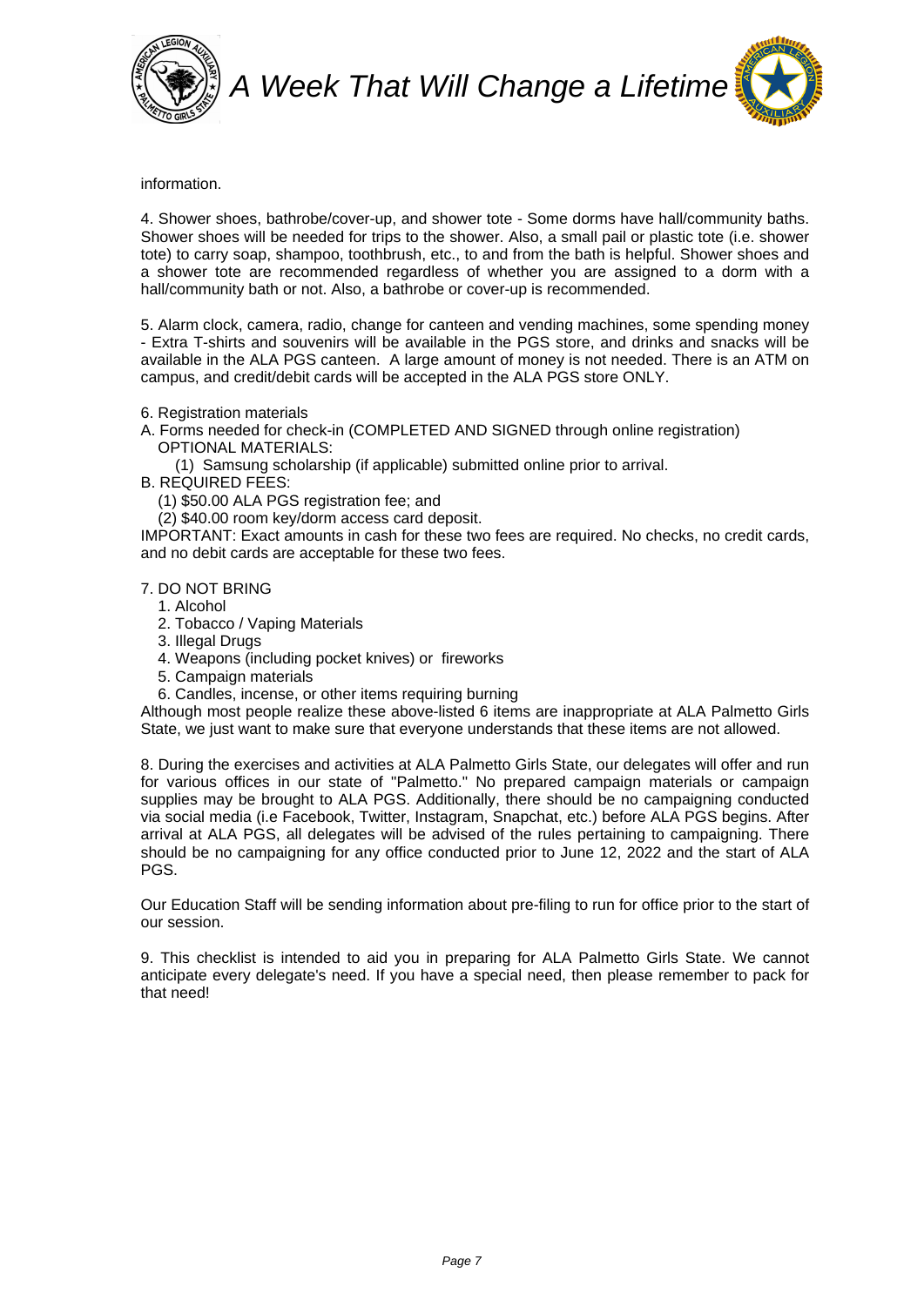information.

4. Shower shoes, bathrobe/cover-up, and shower tote - Some dorms have hall/community baths. Shower shoes will be needed for trips to the shower. Also, a small pail or plastic tote (i.e. shower tote) to carry soap, shampoo, toothbrush, etc., to and from the bath is helpful. Shower shoes and a shower tote are recommended regardless of whether you are assigned to a dorm with a hall/community bath or not. Also, a bathrobe or cover-up is recommended.

5. Alarm clock, camera, radio, change for canteen and vending machines, some spending money - Extra T-shirts and souvenirs will be available in the PGS store, and drinks and snacks will be available in the ALA PGS canteen. A large amount of money is not needed. There is an ATM on campus, and credit/debit cards will be accepted in the ALA PGS store ONLY.

6. Registration materials

A. Forms needed for check-in (COMPLETED AND SIGNED through online registration)
   OPTIONAL MATERIALS:
   (1) Samsung scholarship (if applicable) submitted online prior to arrival.

B. REQUIRED FEES:
   (1) $50.00 ALA PGS registration fee; and
   (2) $40.00 room key/dorm access card deposit.

IMPORTANT: Exact amounts in cash for these two fees are required. No checks, no credit cards, and no debit cards are acceptable for these two fees.

7. DO NOT BRING
   1. Alcohol
   2. Tobacco / Vaping Materials
   3. Illegal Drugs
   4. Weapons (including pocket knives) or fireworks
   5. Campaign materials
   6. Candles, incense, or other items requiring burning

Although most people realize these above-listed 6 items are inappropriate at ALA Palmetto Girls State, we just want to make sure that everyone understands that these items are not allowed.

8. During the exercises and activities at ALA Palmetto Girls State, our delegates will offer and run for various offices in our state of "Palmetto." No prepared campaign materials or campaign supplies may be brought to ALA PGS. Additionally, there should be no campaigning conducted via social media (i.e Facebook, Twitter, Instagram, Snapchat, etc.) before ALA PGS begins. After arrival at ALA PGS, all delegates will be advised of the rules pertaining to campaigning. There should be no campaigning for any office conducted prior to June 12, 2022 and the start of ALA PGS.

Our Education Staff will be sending information about pre-filing to run for office prior to the start of our session.

9. This checklist is intended to aid you in preparing for ALA Palmetto Girls State. We cannot anticipate every delegate's need. If you have a special need, then please remember to pack for that need!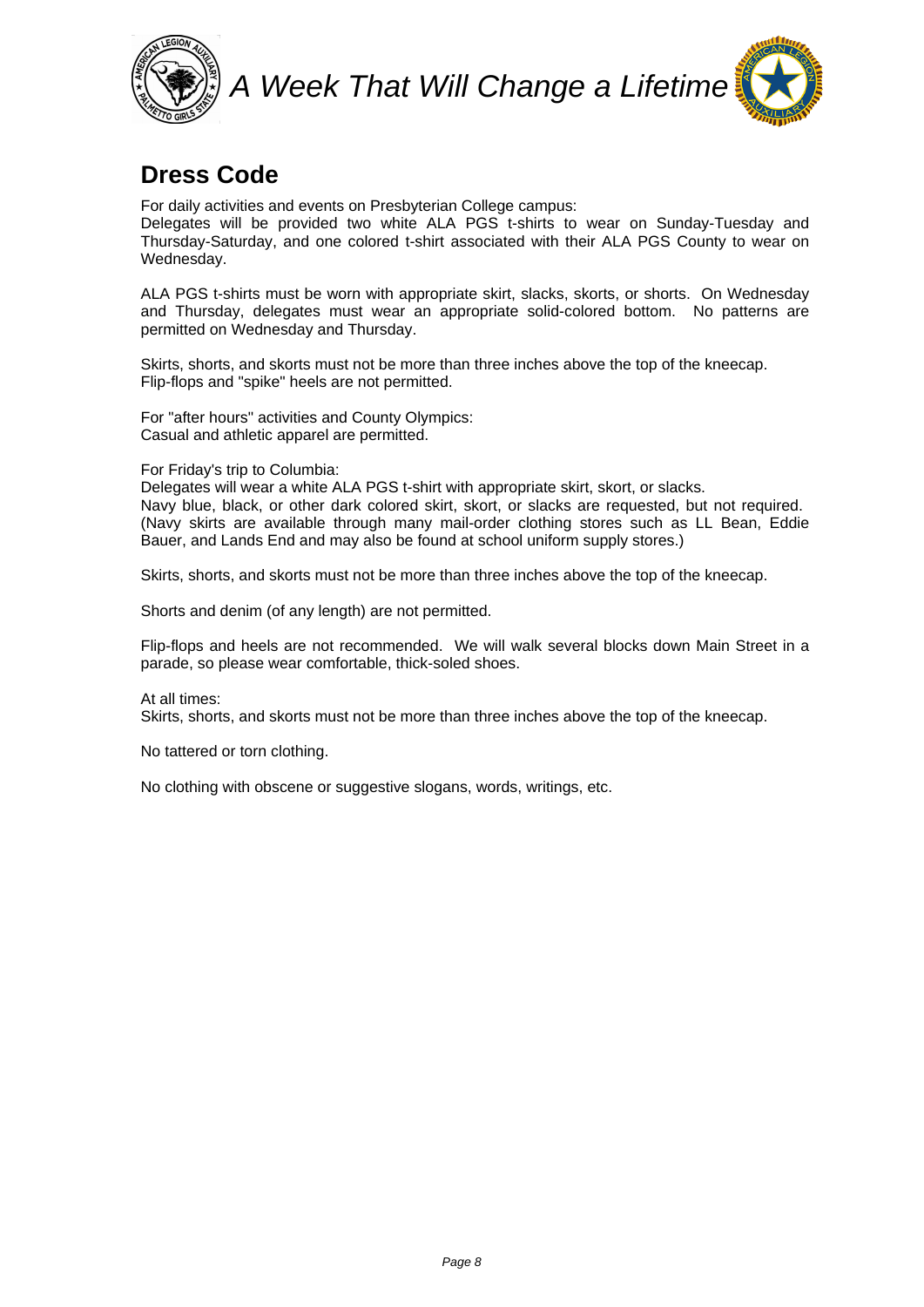## Dress Code

For daily activities and events on Presbyterian College campus:
Delegates will be provided two white ALA PGS t-shirts to wear on Sunday-Tuesday and Thursday-Saturday, and one colored t-shirt associated with their ALA PGS County to wear on Wednesday.

ALA PGS t-shirts must be worn with appropriate skirt, slacks, skorts, or shorts. On Wednesday and Thursday, delegates must wear an appropriate solid-colored bottom. No patterns are permitted on Wednesday and Thursday.

Skirts, shorts, and skorts must not be more than three inches above the top of the kneecap.
Flip-flops and "spike" heels are not permitted.

For "after hours" activities and County Olympics:
Casual and athletic apparel are permitted.

For Friday's trip to Columbia:
Delegates will wear a white ALA PGS t-shirt with appropriate skirt, skort, or slacks.
Navy blue, black, or other dark colored skirt, skort, or slacks are requested, but not required. (Navy skirts are available through many mail-order clothing stores such as LL Bean, Eddie Bauer, and Lands End and may also be found at school uniform supply stores.)

Skirts, shorts, and skorts must not be more than three inches above the top of the kneecap.

Shorts and denim (of any length) are not permitted.

Flip-flops and heels are not recommended. We will walk several blocks down Main Street in a parade, so please wear comfortable, thick-soled shoes.

At all times:
Skirts, shorts, and skorts must not be more than three inches above the top of the kneecap.

No tattered or torn clothing.

No clothing with obscene or suggestive slogans, words, writings, etc.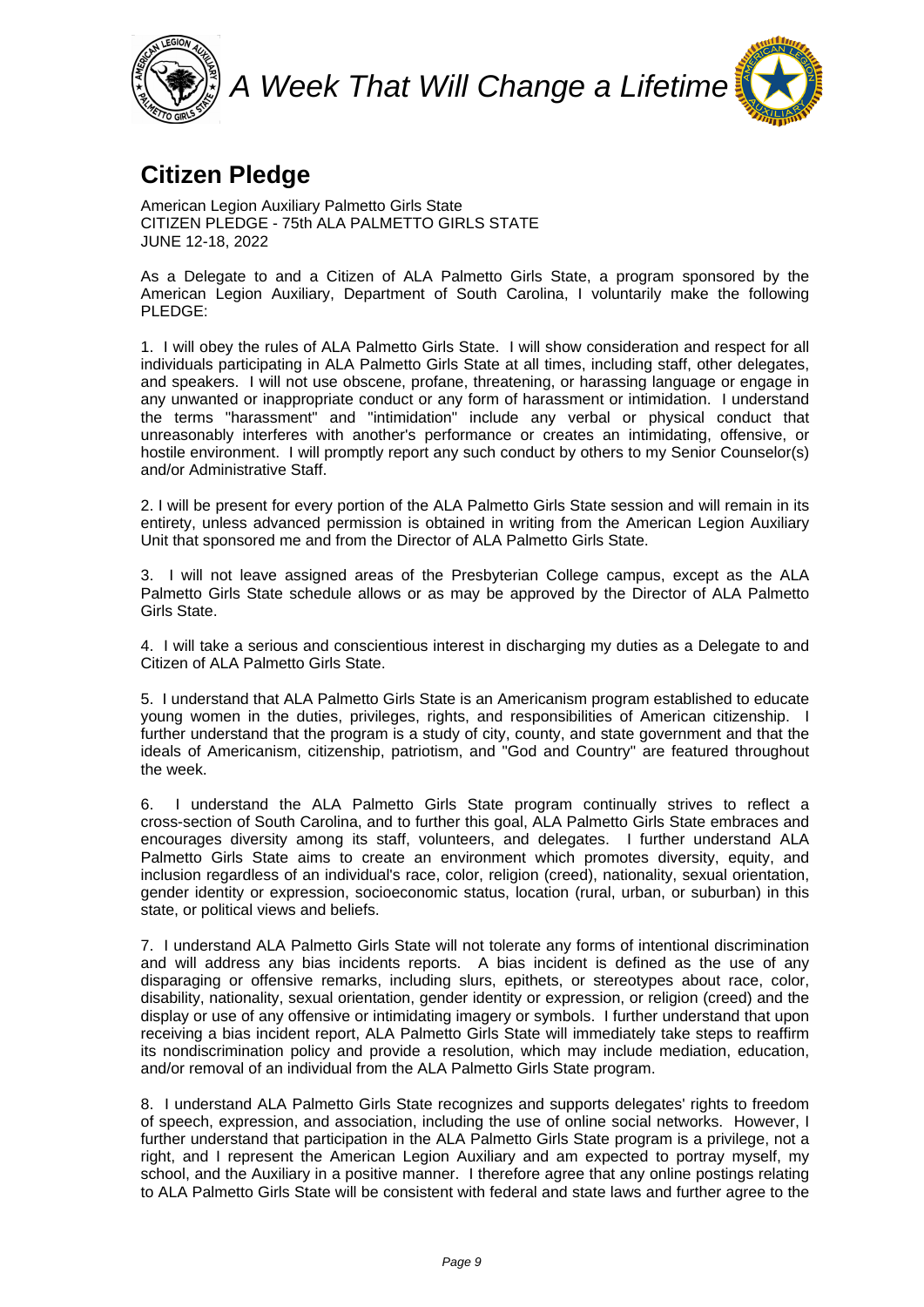# Citizen Pledge

American Legion Auxiliary Palmetto Girls State
CITIZEN PLEDGE - 75th ALA PALMETTO GIRLS STATE
JUNE 12-18, 2022

As a Delegate to and a Citizen of ALA Palmetto Girls State, a program sponsored by the American Legion Auxiliary, Department of South Carolina, I voluntarily make the following PLEDGE:

1. I will obey the rules of ALA Palmetto Girls State. I will show consideration and respect for all individuals participating in ALA Palmetto Girls State at all times, including staff, other delegates, and speakers. I will not use obscene, profane, threatening, or harassing language or engage in any unwanted or inappropriate conduct or any form of harassment or intimidation. I understand the terms "harassment" and "intimidation" include any verbal or physical conduct that unreasonably interferes with another's performance or creates an intimidating, offensive, or hostile environment. I will promptly report any such conduct by others to my Senior Counselor(s) and/or Administrative Staff.

2. I will be present for every portion of the ALA Palmetto Girls State session and will remain in its entirety, unless advanced permission is obtained in writing from the American Legion Auxiliary Unit that sponsored me and from the Director of ALA Palmetto Girls State.

3. I will not leave assigned areas of the Presbyterian College campus, except as the ALA Palmetto Girls State schedule allows or as may be approved by the Director of ALA Palmetto Girls State.

4. I will take a serious and conscientious interest in discharging my duties as a Delegate to and Citizen of ALA Palmetto Girls State.

5. I understand that ALA Palmetto Girls State is an Americanism program established to educate young women in the duties, privileges, rights, and responsibilities of American citizenship. I further understand that the program is a study of city, county, and state government and that the ideals of Americanism, citizenship, patriotism, and "God and Country" are featured throughout the week.

6. I understand the ALA Palmetto Girls State program continually strives to reflect a cross-section of South Carolina, and to further this goal, ALA Palmetto Girls State embraces and encourages diversity among its staff, volunteers, and delegates. I further understand ALA Palmetto Girls State aims to create an environment which promotes diversity, equity, and inclusion regardless of an individual's race, color, religion (creed), nationality, sexual orientation, gender identity or expression, socioeconomic status, location (rural, urban, or suburban) in this state, or political views and beliefs.

7. I understand ALA Palmetto Girls State will not tolerate any forms of intentional discrimination and will address any bias incidents reports. A bias incident is defined as the use of any disparaging or offensive remarks, including slurs, epithets, or stereotypes about race, color, disability, nationality, sexual orientation, gender identity or expression, or religion (creed) and the display or use of any offensive or intimidating imagery or symbols. I further understand that upon receiving a bias incident report, ALA Palmetto Girls State will immediately take steps to reaffirm its nondiscrimination policy and provide a resolution, which may include mediation, education, and/or removal of an individual from the ALA Palmetto Girls State program.

8. I understand ALA Palmetto Girls State recognizes and supports delegates' rights to freedom of speech, expression, and association, including the use of online social networks. However, I further understand that participation in the ALA Palmetto Girls State program is a privilege, not a right, and I represent the American Legion Auxiliary and am expected to portray myself, my school, and the Auxiliary in a positive manner. I therefore agree that any online postings relating to ALA Palmetto Girls State will be consistent with federal and state laws and further agree to the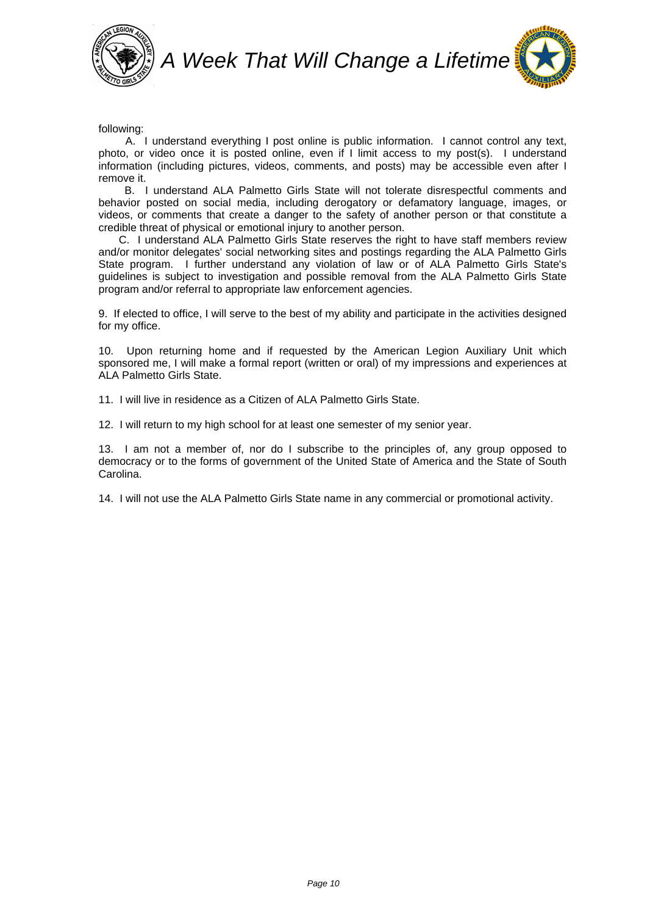following:

A. I understand everything I post online is public information. I cannot control any text, photo, or video once it is posted online, even if I limit access to my post(s). I understand information (including pictures, videos, comments, and posts) may be accessible even after I remove it.

B. I understand ALA Palmetto Girls State will not tolerate disrespectful comments and behavior posted on social media, including derogatory or defamatory language, images, or videos, or comments that create a danger to the safety of another person or that constitute a credible threat of physical or emotional injury to another person.

C. I understand ALA Palmetto Girls State reserves the right to have staff members review and/or monitor delegates' social networking sites and postings regarding the ALA Palmetto Girls State program. I further understand any violation of law or of ALA Palmetto Girls State's guidelines is subject to investigation and possible removal from the ALA Palmetto Girls State program and/or referral to appropriate law enforcement agencies.

9. If elected to office, I will serve to the best of my ability and participate in the activities designed for my office.

10. Upon returning home and if requested by the American Legion Auxiliary Unit which sponsored me, I will make a formal report (written or oral) of my impressions and experiences at ALA Palmetto Girls State.

11. I will live in residence as a Citizen of ALA Palmetto Girls State.

12. I will return to my high school for at least one semester of my senior year.

13. I am not a member of, nor do I subscribe to the principles of, any group opposed to democracy or to the forms of government of the United State of America and the State of South Carolina.

14. I will not use the ALA Palmetto Girls State name in any commercial or promotional activity.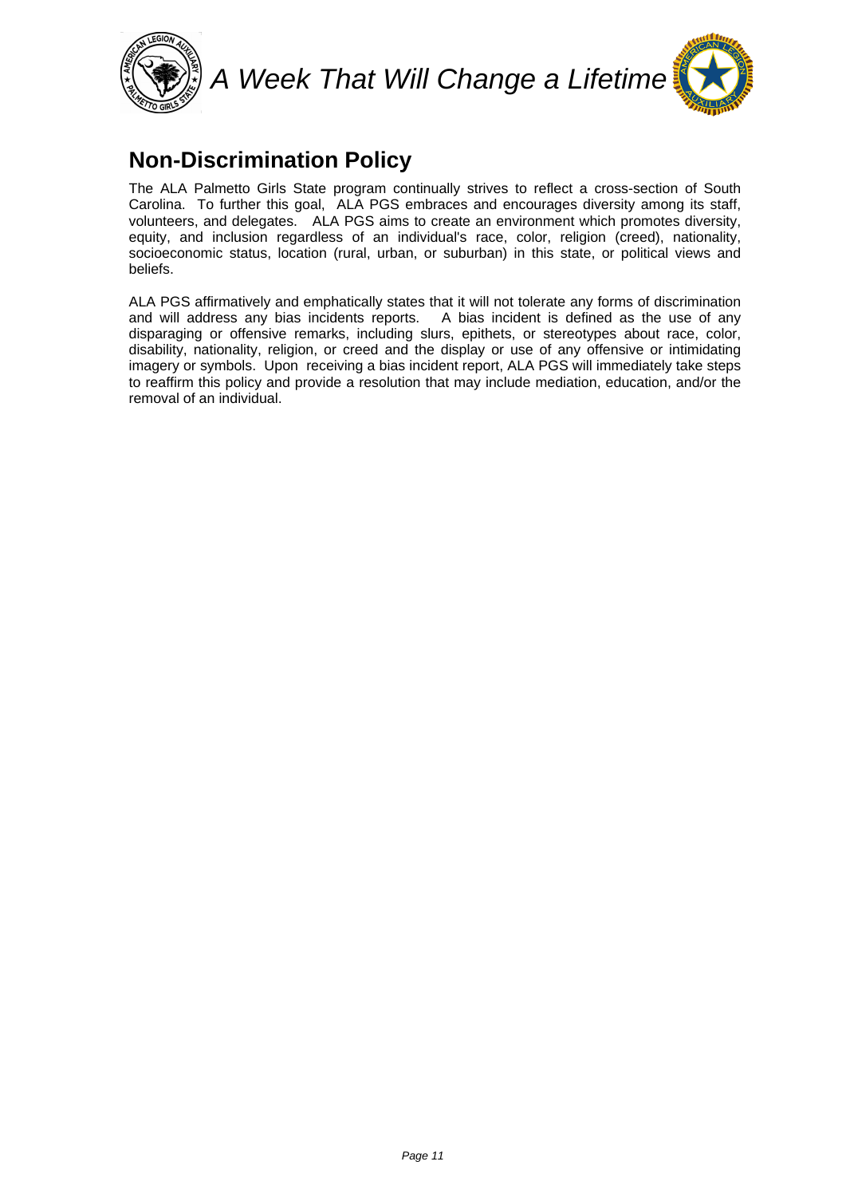## Non-Discrimination Policy

The ALA Palmetto Girls State program continually strives to reflect a cross-section of South Carolina. To further this goal, ALA PGS embraces and encourages diversity among its staff, volunteers, and delegates. ALA PGS aims to create an environment which promotes diversity, equity, and inclusion regardless of an individual's race, color, religion (creed), nationality, socioeconomic status, location (rural, urban, or suburban) in this state, or political views and beliefs.

ALA PGS affirmatively and emphatically states that it will not tolerate any forms of discrimination and will address any bias incidents reports. A bias incident is defined as the use of any disparaging or offensive remarks, including slurs, epithets, or stereotypes about race, color, disability, nationality, religion, or creed and the display or use of any offensive or intimidating imagery or symbols. Upon receiving a bias incident report, ALA PGS will immediately take steps to reaffirm this policy and provide a resolution that may include mediation, education, and/or the removal of an individual.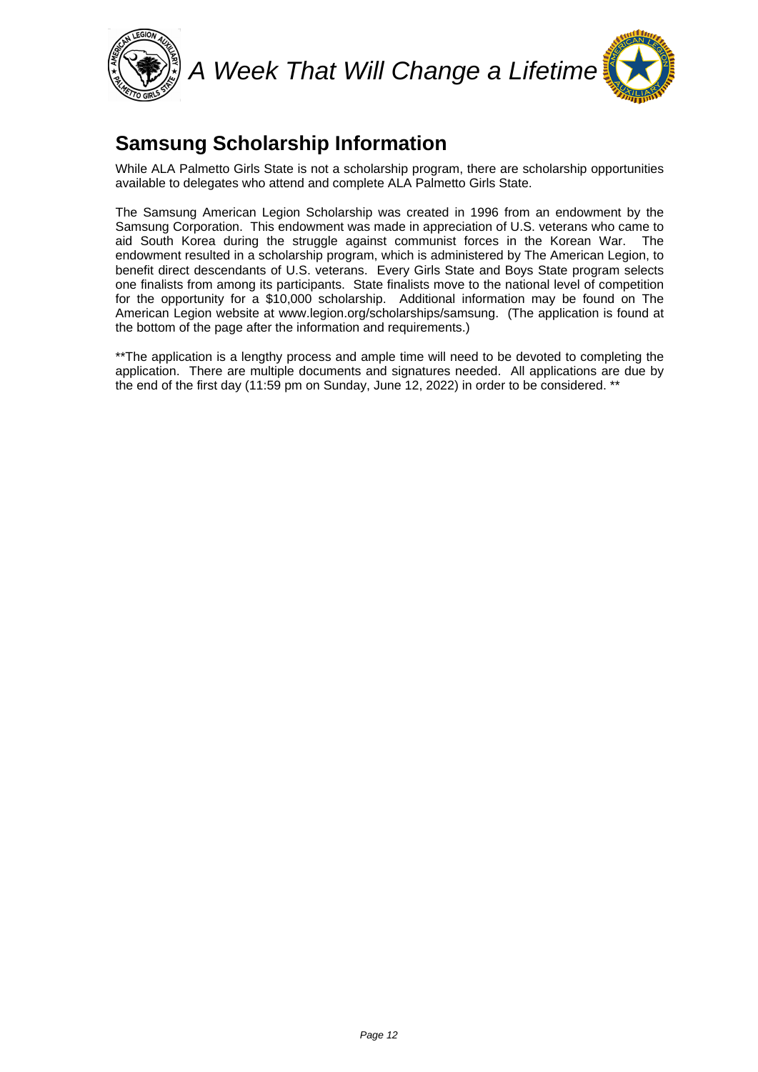## Samsung Scholarship Information

While ALA Palmetto Girls State is not a scholarship program, there are scholarship opportunities available to delegates who attend and complete ALA Palmetto Girls State.

The Samsung American Legion Scholarship was created in 1996 from an endowment by the Samsung Corporation. This endowment was made in appreciation of U.S. veterans who came to aid South Korea during the struggle against communist forces in the Korean War. The endowment resulted in a scholarship program, which is administered by The American Legion, to benefit direct descendants of U.S. veterans. Every Girls State and Boys State program selects one finalists from among its participants. State finalists move to the national level of competition for the opportunity for a $10,000 scholarship. Additional information may be found on The American Legion website at www.legion.org/scholarships/samsung. (The application is found at the bottom of the page after the information and requirements.)

**The application is a lengthy process and ample time will need to be devoted to completing the application. There are multiple documents and signatures needed. All applications are due by the end of the first day (11:59 pm on Sunday, June 12, 2022) in order to be considered. **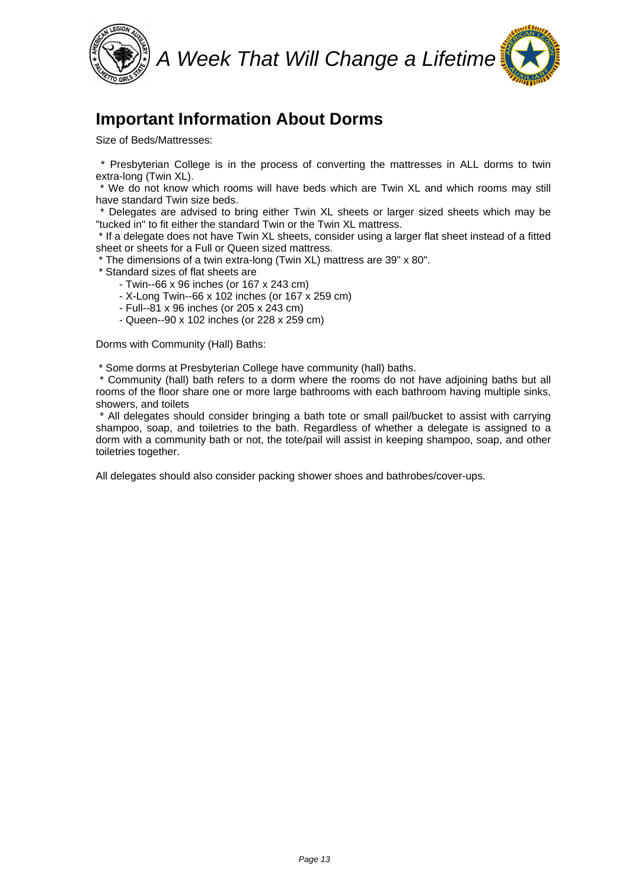## Important Information About Dorms

Size of Beds/Mattresses:

* Presbyterian College is in the process of converting the mattresses in ALL dorms to twin extra-long (Twin XL).
* We do not know which rooms will have beds which are Twin XL and which rooms may still have standard Twin size beds.
* Delegates are advised to bring either Twin XL sheets or larger sized sheets which may be "tucked in" to fit either the standard Twin or the Twin XL mattress.
* If a delegate does not have Twin XL sheets, consider using a larger flat sheet instead of a fitted sheet or sheets for a Full or Queen sized mattress.
* The dimensions of a twin extra-long (Twin XL) mattress are 39" x 80".
* Standard sizes of flat sheets are
  - Twin--66 x 96 inches (or 167 x 243 cm)
  - X-Long Twin--66 x 102 inches (or 167 x 259 cm)
  - Full--81 x 96 inches (or 205 x 243 cm)
  - Queen--90 x 102 inches (or 228 x 259 cm)

Dorms with Community (Hall) Baths:

* Some dorms at Presbyterian College have community (hall) baths.
* Community (hall) bath refers to a dorm where the rooms do not have adjoining baths but all rooms of the floor share one or more large bathrooms with each bathroom having multiple sinks, showers, and toilets
* All delegates should consider bringing a bath tote or small pail/bucket to assist with carrying shampoo, soap, and toiletries to the bath. Regardless of whether a delegate is assigned to a dorm with a community bath or not, the tote/pail will assist in keeping shampoo, soap, and other toiletries together.

All delegates should also consider packing shower shoes and bathrobes/cover-ups.